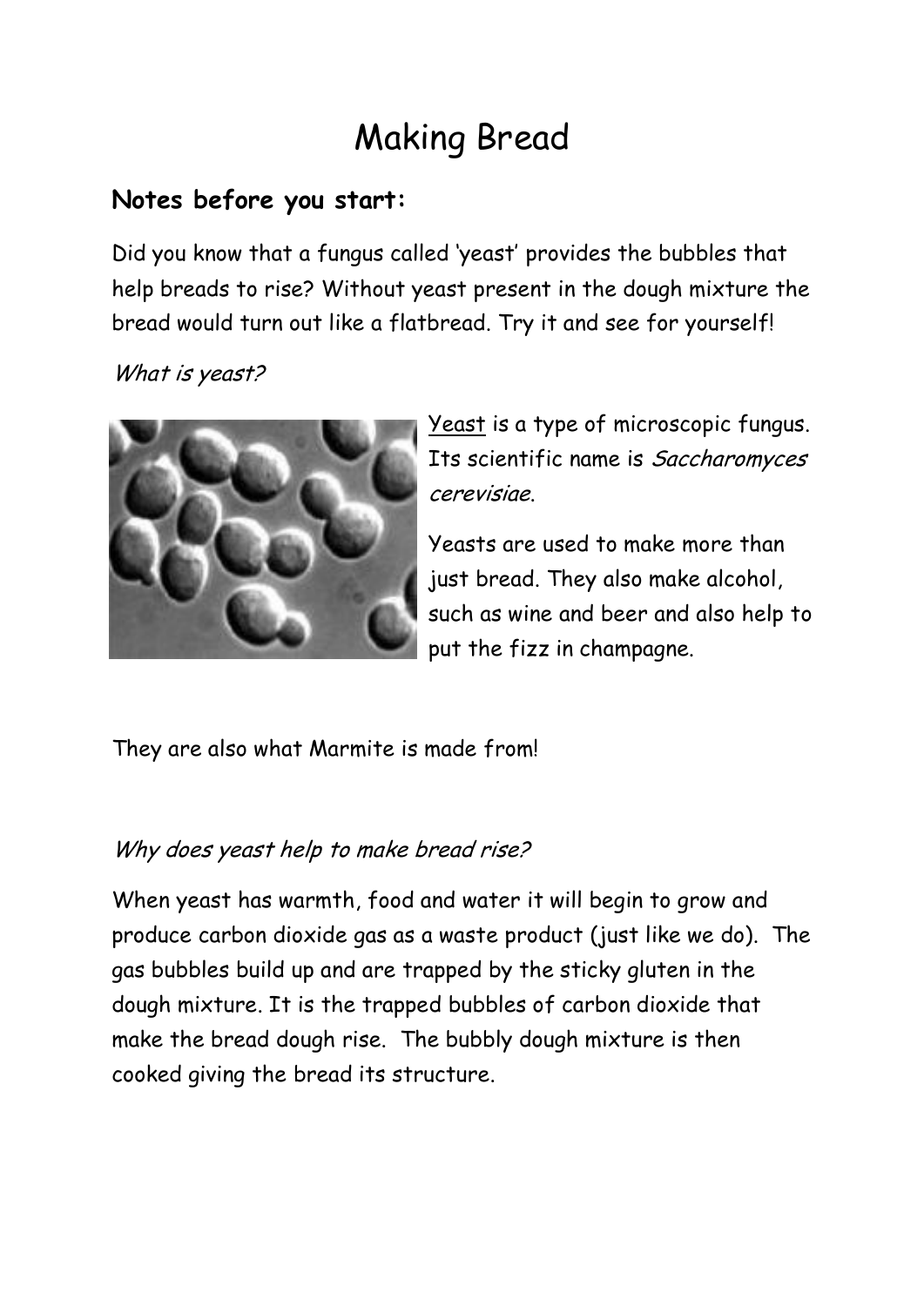# Making Bread

## Notes before you start:

Did you know that a fungus called 'yeast' provides the bubbles that help breads to rise? Without yeast present in the dough mixture the bread would turn out like a flatbread. Try it and see for yourself!

*What is yeast?*

Yeast is a type of microscopic fungus. Its scientific name is *Saccharomyces cerevisiae*.

Yeasts are used to make more than just bread. They also make alcohol, such as wine and beer and also help to put the fizz in champagne.

They are also what Marmite is made from!

*Why does yeast help to make bread rise?*

When yeast has warmth, food and water it will begin to grow and produce carbon dioxide gas as a waste product (just like we do). The gas bubbles build up and are trapped by the sticky gluten in the dough mixture. It is the trapped bubbles of carbon dioxide that make the bread dough rise. The bubbly dough mixture is then cooked giving the bread its structure.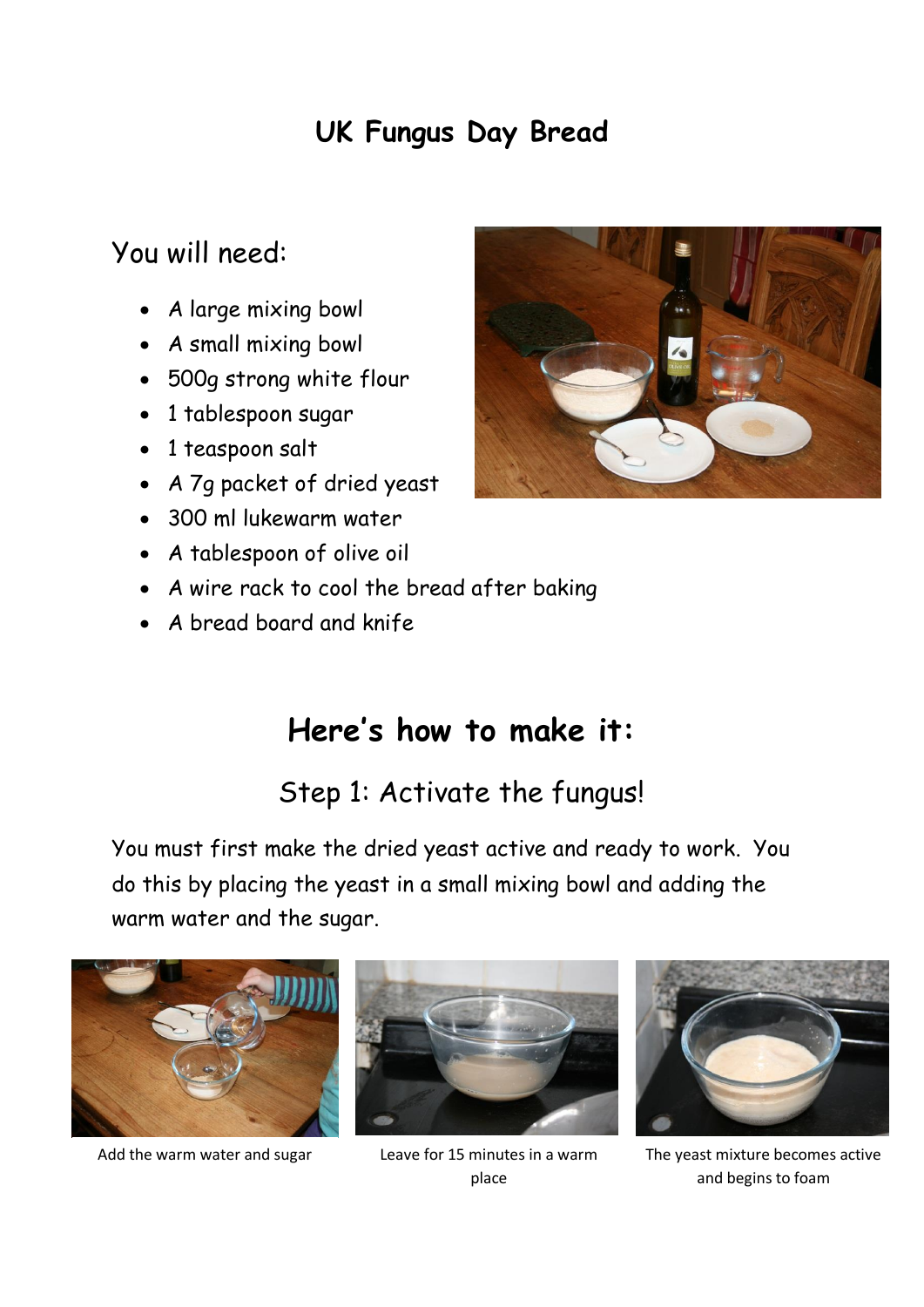# UK Fungus Day Bread

## You will need:

- A large mixing bowl
- A small mixing bowl
- 500g strong white flour
- 1 tablespoon sugar
- 1 teaspoon salt
- A 7g packet of dried yeast
- 300 ml lukewarm water
- A tablespoon of olive oil
- A wire rack to cool the bread after baking
- A bread board and knife

## Here's how to make it:

### Step 1: Activate the fungus!

You must first make the dried yeast active and ready to work. You do this by placing the yeast in a small mixing bowl and adding the warm water and the sugar.

Add the warm water and sugar

Leave for 15 minutes in a warm place

The yeast mixture becomes active and begins to foam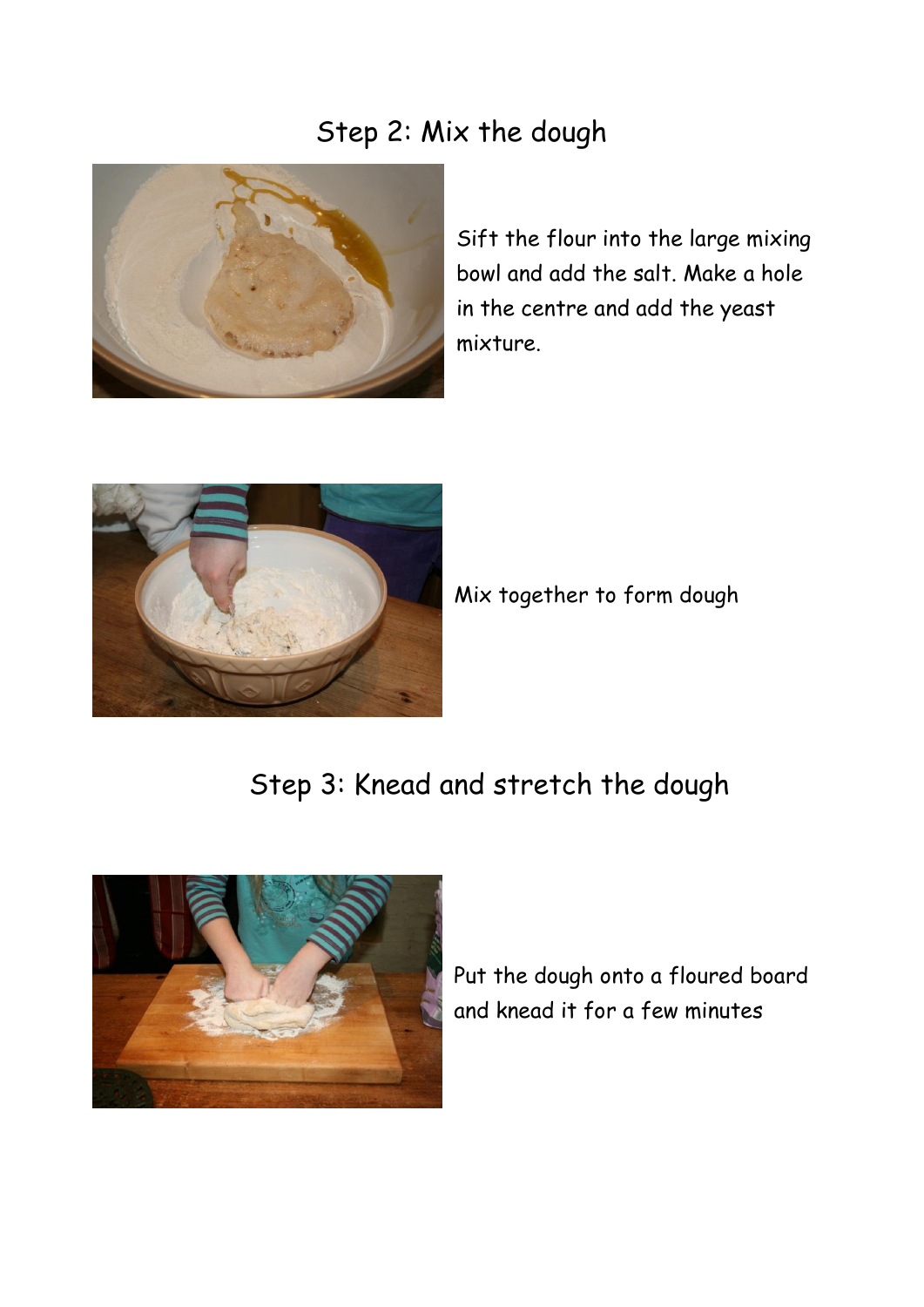## Step 2: Mix the dough

Sift the flour into the large mixing bowl and add the salt. Make a hole in the centre and add the yeast mixture.

Mix together to form dough

## Step 3: Knead and stretch the dough

Put the dough onto a floured board and knead it for a few minutes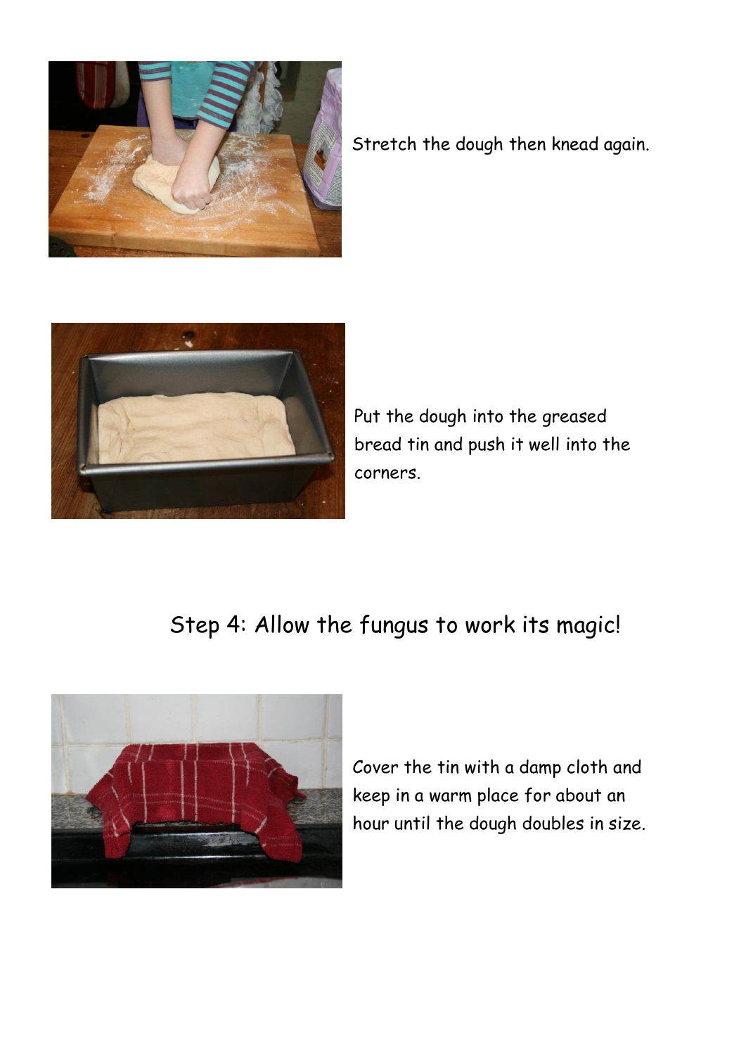Stretch the dough then knead again.

Put the dough into the greased bread tin and push it well into the corners.

## Step 4: Allow the fungus to work its magic!

Cover the tin with a damp cloth and keep in a warm place for about an hour until the dough doubles in size.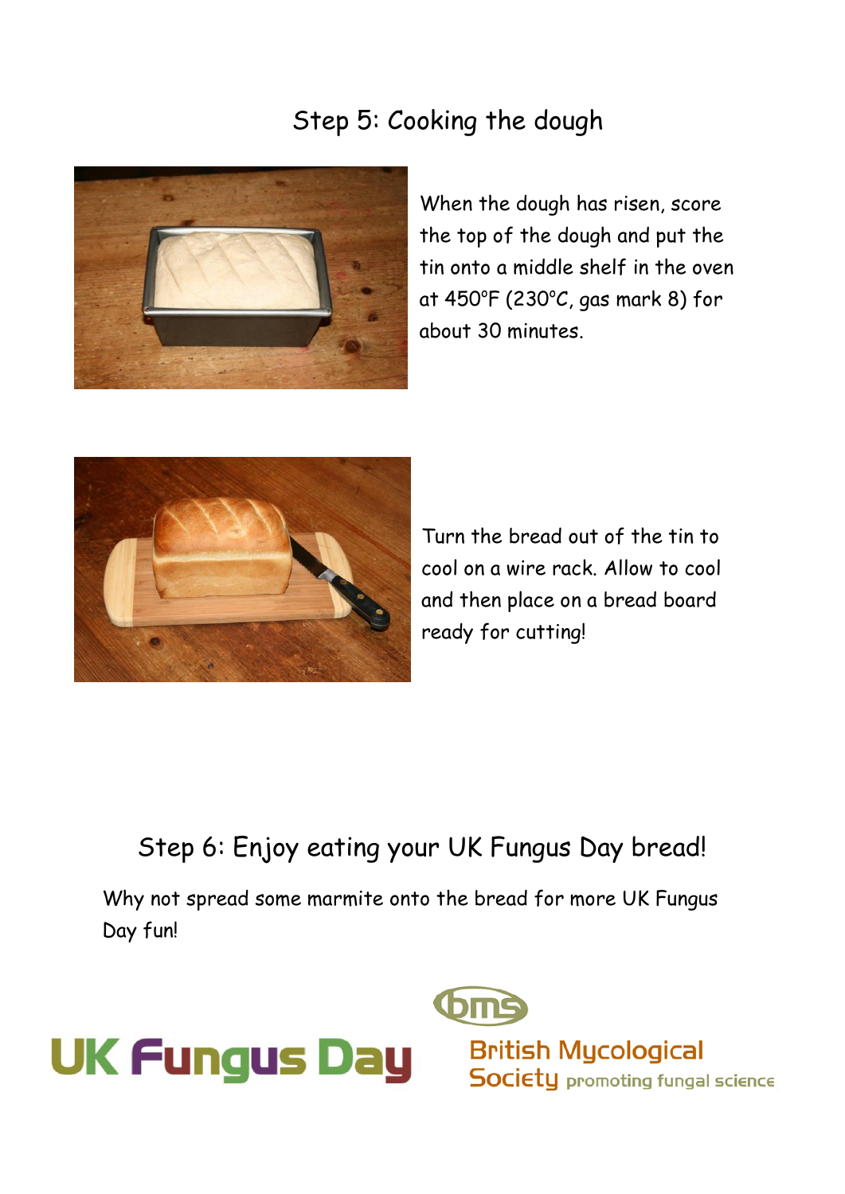## Step 5: Cooking the dough

When the dough has risen, score the top of the dough and put the tin onto a middle shelf in the oven at 450°F (230°C, gas mark 8) for about 30 minutes.

Turn the bread out of the tin to cool on a wire rack. Allow to cool and then place on a bread board ready for cutting!

## Step 6: Enjoy eating your UK Fungus Day bread!

Why not spread some marmite onto the bread for more UK Fungus Day fun!

UK Fungus Day

bms

British Mycological Society promoting fungal science